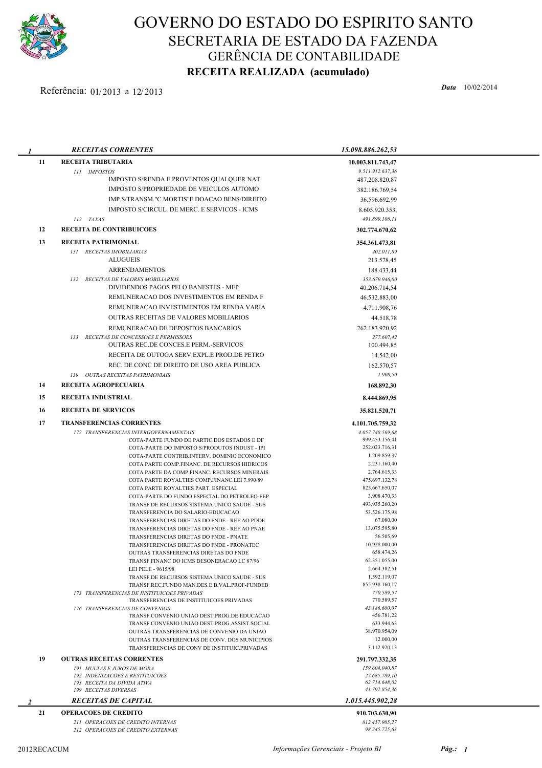# GOVERNO DO ESTADO DO ESPIRITO SANTO

## SECRETARIA DE ESTADO DA FAZENDA

### GERÊNCIA DE CONTABILIDADE

**RECEITA REALIZADA (acumulado)**

Referência: 01/2013 a 12/2013

***Data*** 10/02/2014

| | | |
|---|---|---|
| *1* | ***RECEITAS CORRENTES*** | ***15.098.886.262,53*** |
| 11 | **RECEITA TRIBUTARIA** | **10.003.811.743,47** |
| | *111 IMPOSTOS* | *9.511.912.637,36* |
| | IMPOSTO S/RENDA E PROVENTOS QUALQUER NAT | 487.208.820,87 |
| | IMPOSTO S/PROPRIEDADE DE VEICULOS AUTOMO | 382.186.769,54 |
| | IMP.S/TRANSM."C.MORTIS"E DOACAO BENS/DIREITO | 36.596.692,99 |
| | IMPOSTO S/CIRCUL. DE MERC. E SERVICOS - ICMS | 8.605.920.353, |
| | *112 TAXAS* | *491.899.106,11* |
| 12 | **RECEITA DE CONTRIBUICOES** | **302.774.670,62** |
| 13 | **RECEITA PATRIMONIAL** | **354.361.473,81** |
| | *131 RECEITAS IMOBILIARIAS* | *402.011,89* |
| | ALUGUEIS | 213.578,45 |
| | ARRENDAMENTOS | 188.433,44 |
| | *132 RECEITAS DE VALORES MOBILIARIOS* | *353.679.946,00* |
| | DIVIDENDOS PAGOS PELO BANESTES - MEP | 40.206.714,54 |
| | REMUNERACAO DOS INVESTIMENTOS EM RENDA F | 46.532.883,00 |
| | REMUNERACAO INVESTIMENTOS EM RENDA VARIA | 4.711.908,76 |
| | OUTRAS RECEITAS DE VALORES MOBILIARIOS | 44.518,78 |
| | REMUNERACAO DE DEPOSITOS BANCARIOS | 262.183.920,92 |
| | *133 RECEITAS DE CONCESSOES E PERMISSOES* | *277.607,42* |
| | OUTRAS REC.DE CONCES.E PERM.-SERVICOS | 100.494,85 |
| | RECEITA DE OUTOGA SERV.EXPL.E PROD.DE PETRO | 14.542,00 |
| | REC. DE CONC DE DIREITO DE USO AREA PUBLICA | 162.570,57 |
| | *139 OUTRAS RECEITAS PATRIMONIAIS* | *1.908,50* |
| 14 | **RECEITA AGROPECUARIA** | **168.892,30** |
| 15 | **RECEITA INDUSTRIAL** | **8.444.869,95** |
| 16 | **RECEITA DE SERVICOS** | **35.821.520,71** |
| 17 | **TRANSFERENCIAS CORRENTES** | **4.101.705.759,32** |
| | *172 TRANSFERENCIAS INTERGOVERNAMENTAIS* | *4.057.748.569,68* |
| | COTA-PARTE FUNDO DE PARTIC.DOS ESTADOS E DF | 999.453.156,41 |
| | COTA-PARTE DO IMPOSTO S/PRODUTOS INDUST - IPI | 252.023.716,31 |
| | COTA-PARTE CONTRIB.INTERV. DOMINIO ECONOMICO | 1.209.859,37 |
| | COTA PARTE COMP.FINANC. DE RECURSOS HIDRICOS | 2.231.160,40 |
| | COTA PARTE DA COMP.FINANC. RECURSOS MINERAIS | 2.764.615,33 |
| | COTA PARTE ROYALTIES COMP.FINANC.LEI 7.990/89 | 475.697.132,78 |
| | COTA PARTE ROYALTIES PART. ESPECIAL | 825.667.650,07 |
| | COTA-PARTE DO FUNDO ESPECIAL DO PETROLEO-FEP | 3.908.470,33 |
| | TRANSF.DE RECURSOS SISTEMA UNICO SAUDE - SUS | 493.935.260,20 |
| | TRANSFERENCIA DO SALARIO-EDUCACAO | 53.526.175,98 |
| | TRANSFERENCIAS DIRETAS DO FNDE - REF.AO PDDE | 67.080,00 |
| | TRANSFERENCIAS DIRETAS DO FNDE - REF.AO PNAE | 13.075.595,80 |
| | TRANSFERENCIAS DIRETAS DO FNDE - PNATE | 56.505,69 |
| | TRANSFERENCIAS DIRETAS DO FNDE - PRONATEC | 10.928.000,00 |
| | OUTRAS TRANSFERENCIAS DIRETAS DO FNDE | 658.474,26 |
| | TRANSF FINANC DO ICMS DESONERACAO LC 87/96 | 62.351.055,00 |
| | LEI PELE - 9615/98 | 2.664.382,51 |
| | TRANSF.DE RECURSOS SISTEMA UNICO SAUDE - SUS | 1.592.119,07 |
| | TRANSF.REC.FUNDO MAN.DES.E.B.VAL.PROF-FUNDEB | 855.938.160,17 |
| | *173 TRANSFERENCIAS DE INSTITUICOES PRIVADAS* | *770.589,57* |
| | TRANSFERENCIAS DE INSTITUICOES PRIVADAS | 770.589,57 |
| | *176 TRANSFERENCIAS DE CONVENIOS* | *43.186.600,07* |
| | TRANSF.CONVENIO UNIAO DEST.PROG.DE EDUCACAO | 456.781,22 |
| | TRANSF.CONVENIO UNIAO DEST.PROG.ASSIST.SOCIAL | 633.944,63 |
| | OUTRAS TRANSFERENCIAS DE CONVENIO DA UNIAO | 38.970.954,09 |
| | OUTRAS TRANSFERENCIAS DE CONV. DOS MUNICIPIOS | 12.000,00 |
| | TRANSFERENCIAS DE CONV DE INSTITUIC.PRIVADAS | 3.112.920,13 |
| 19 | **OUTRAS RECEITAS CORRENTES** | **291.797.332,35** |
| | *191 MULTAS E JUROS DE MORA* | *159.604.040,87* |
| | *192 INDENIZACOES E RESTITUICOES* | *27.685.789,10* |
| | *193 RECEITA DA DIVIDA ATIVA* | *62.714.648,02* |
| | *199 RECEITAS DIVERSAS* | *41.792.854,36* |
| *2* | ***RECEITAS DE CAPITAL*** | ***1.015.445.902,28*** |
| 21 | **OPERACOES DE CREDITO** | **910.703.630,90** |
| | *211 OPERACOES DE CREDITO INTERNAS* | *812.457.905,27* |
| | *212 OPERACOES DE CREDITO EXTERNAS* | *98.245.725,63* |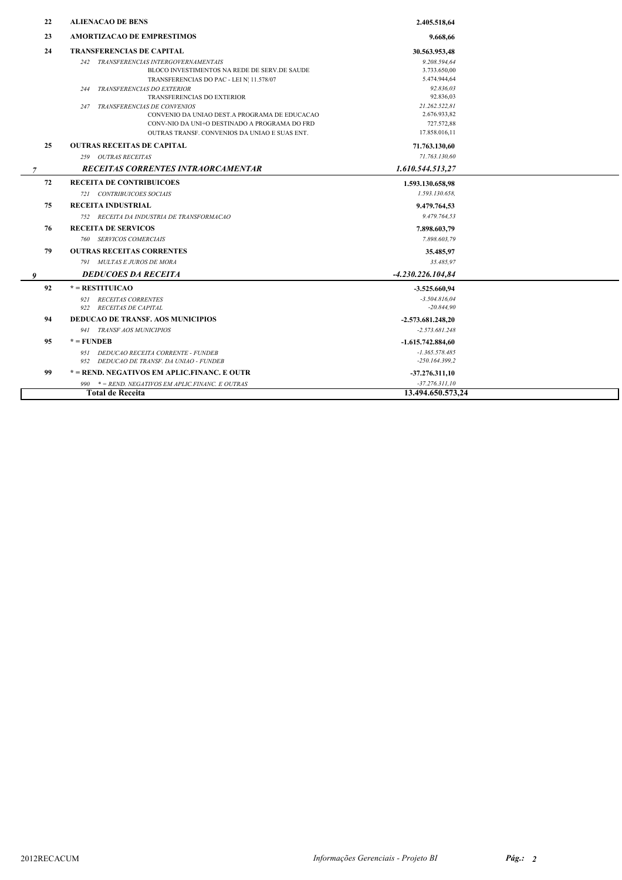| | | |
|---|---|---|
| 22 | **ALIENACAO DE BENS** | **2.405.518,64** |
| 23 | **AMORTIZACAO DE EMPRESTIMOS** | **9.668,66** |
| 24 | **TRANSFERENCIAS DE CAPITAL** | **30.563.953,48** |
| | *242 TRANSFERENCIAS INTERGOVERNAMENTAIS* | *9.208.594,64* |
| | BLOCO INVESTIMENTOS NA REDE DE SERV.DE SAUDE | 3.733.650,00 |
| | TRANSFERENCIAS DO PAC - LEI N¦ 11.578/07 | 5.474.944,64 |
| | *244 TRANSFERENCIAS DO EXTERIOR* | *92.836,03* |
| | TRANSFERENCIAS DO EXTERIOR | 92.836,03 |
| | *247 TRANSFERENCIAS DE CONVENIOS* | *21.262.522,81* |
| | CONVENIO DA UNIAO DEST.A PROGRAMA DE EDUCACAO | 2.676.933,82 |
| | CONV-NIO DA UNI÷O DESTINADO A PROGRAMA DO FRD | 727.572,88 |
| | OUTRAS TRANSF. CONVENIOS DA UNIAO E SUAS ENT. | 17.858.016,11 |
| 25 | **OUTRAS RECEITAS DE CAPITAL** | **71.763.130,60** |
| | *259 OUTRAS RECEITAS* | *71.763.130,60* |
| *7* | ***RECEITAS CORRENTES INTRAORCAMENTAR*** | ***1.610.544.513,27*** |
| 72 | **RECEITA DE CONTRIBUICOES** | **1.593.130.658,98** |
| | *721 CONTRIBUICOES SOCIAIS* | *1.593.130.658,* |
| 75 | **RECEITA INDUSTRIAL** | **9.479.764,53** |
| | *752 RECEITA DA INDUSTRIA DE TRANSFORMACAO* | *9.479.764,53* |
| 76 | **RECEITA DE SERVICOS** | **7.898.603,79** |
| | *760 SERVICOS COMERCIAIS* | *7.898.603,79* |
| 79 | **OUTRAS RECEITAS CORRENTES** | **35.485,97** |
| | *791 MULTAS E JUROS DE MORA* | *35.485,97* |
| *9* | ***DEDUCOES DA RECEITA*** | ***-4.230.226.104,84*** |
| 92 | **\* = RESTITUICAO** | **-3.525.660,94** |
| | *921 RECEITAS CORRENTES* | *-3.504.816,04* |
| | *922 RECEITAS DE CAPITAL* | *-20.844,90* |
| 94 | **DEDUCAO DE TRANSF. AOS MUNICIPIOS** | **-2.573.681.248,20** |
| | *941 TRANSF AOS MUNICIPIOS* | *-2.573.681.248* |
| 95 | **\* = FUNDEB** | **-1.615.742.884,60** |
| | *951 DEDUCAO RECEITA CORRENTE - FUNDEB* | *-1.365.578.485* |
| | *952 DEDUCAO DE TRANSF. DA UNIAO - FUNDEB* | *-250.164.399,2* |
| 99 | **\* = REND. NEGATIVOS EM APLIC.FINANC. E OUTR** | **-37.276.311,10** |
| | *990 \* = REND. NEGATIVOS EM APLIC.FINANC. E OUTRAS* | *-37.276.311,10* |
| | **Total de Receita** | **13.494.650.573,24** |

2012RECACUM — *Informações Gerenciais - Projeto BI*